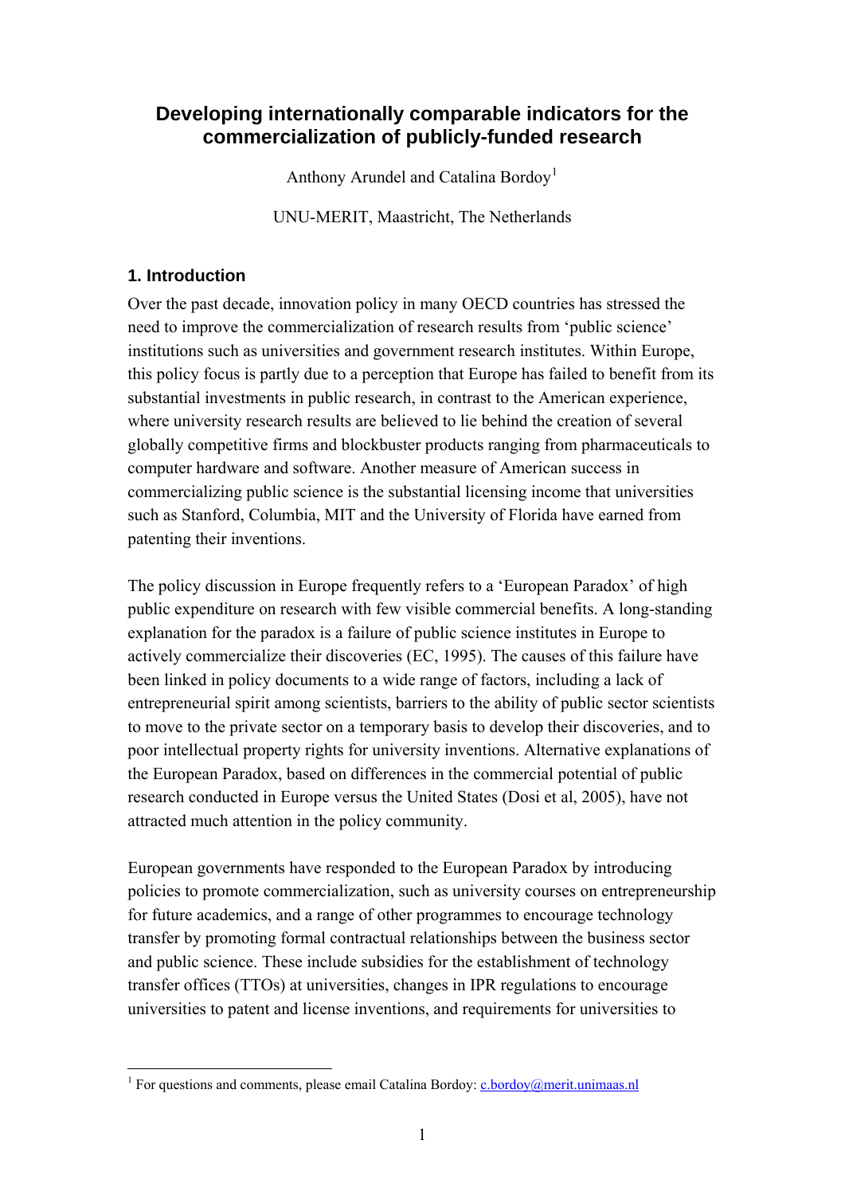# Developing internationally comparable indicators for the commercialization of publicly-funded research

Anthony Arundel and Catalina Bordoy[1]

UNU-MERIT, Maastricht, The Netherlands

## 1. Introduction

Over the past decade, innovation policy in many OECD countries has stressed the need to improve the commercialization of research results from 'public science' institutions such as universities and government research institutes. Within Europe, this policy focus is partly due to a perception that Europe has failed to benefit from its substantial investments in public research, in contrast to the American experience, where university research results are believed to lie behind the creation of several globally competitive firms and blockbuster products ranging from pharmaceuticals to computer hardware and software. Another measure of American success in commercializing public science is the substantial licensing income that universities such as Stanford, Columbia, MIT and the University of Florida have earned from patenting their inventions.

The policy discussion in Europe frequently refers to a 'European Paradox' of high public expenditure on research with few visible commercial benefits. A long-standing explanation for the paradox is a failure of public science institutes in Europe to actively commercialize their discoveries (EC, 1995). The causes of this failure have been linked in policy documents to a wide range of factors, including a lack of entrepreneurial spirit among scientists, barriers to the ability of public sector scientists to move to the private sector on a temporary basis to develop their discoveries, and to poor intellectual property rights for university inventions. Alternative explanations of the European Paradox, based on differences in the commercial potential of public research conducted in Europe versus the United States (Dosi et al, 2005), have not attracted much attention in the policy community.

European governments have responded to the European Paradox by introducing policies to promote commercialization, such as university courses on entrepreneurship for future academics, and a range of other programmes to encourage technology transfer by promoting formal contractual relationships between the business sector and public science. These include subsidies for the establishment of technology transfer offices (TTOs) at universities, changes in IPR regulations to encourage universities to patent and license inventions, and requirements for universities to

[1] For questions and comments, please email Catalina Bordoy: c.bordoy@merit.unimaas.nl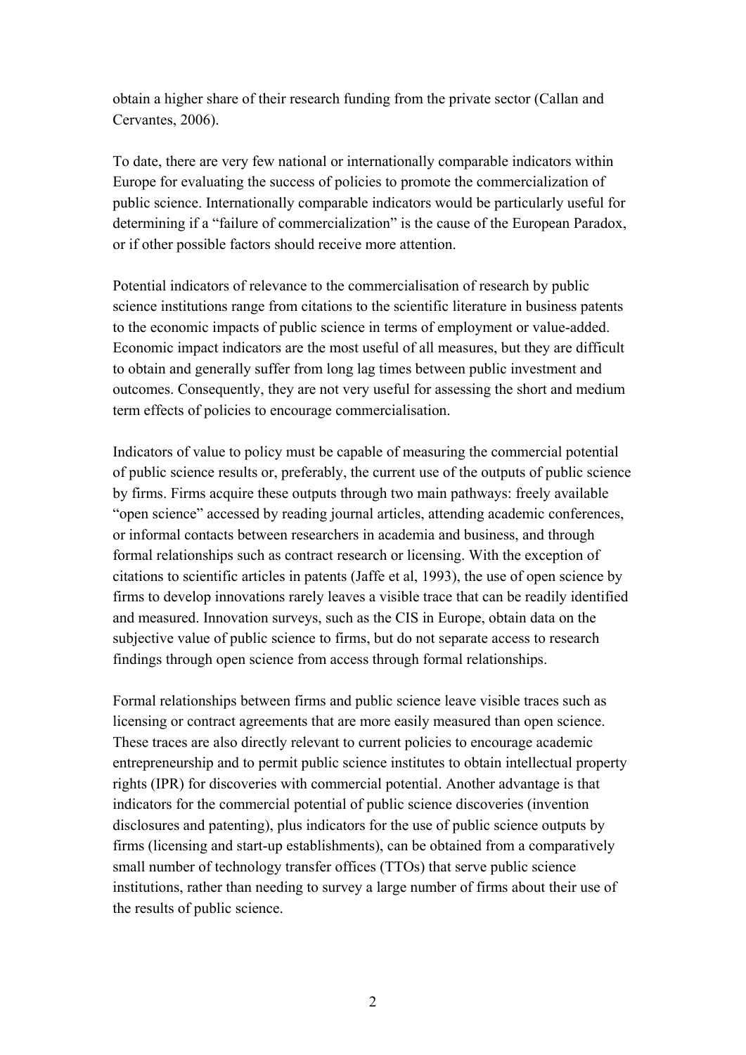obtain a higher share of their research funding from the private sector (Callan and Cervantes, 2006).

To date, there are very few national or internationally comparable indicators within Europe for evaluating the success of policies to promote the commercialization of public science. Internationally comparable indicators would be particularly useful for determining if a "failure of commercialization" is the cause of the European Paradox, or if other possible factors should receive more attention.

Potential indicators of relevance to the commercialisation of research by public science institutions range from citations to the scientific literature in business patents to the economic impacts of public science in terms of employment or value-added. Economic impact indicators are the most useful of all measures, but they are difficult to obtain and generally suffer from long lag times between public investment and outcomes. Consequently, they are not very useful for assessing the short and medium term effects of policies to encourage commercialisation.

Indicators of value to policy must be capable of measuring the commercial potential of public science results or, preferably, the current use of the outputs of public science by firms. Firms acquire these outputs through two main pathways: freely available "open science" accessed by reading journal articles, attending academic conferences, or informal contacts between researchers in academia and business, and through formal relationships such as contract research or licensing. With the exception of citations to scientific articles in patents (Jaffe et al, 1993), the use of open science by firms to develop innovations rarely leaves a visible trace that can be readily identified and measured. Innovation surveys, such as the CIS in Europe, obtain data on the subjective value of public science to firms, but do not separate access to research findings through open science from access through formal relationships.

Formal relationships between firms and public science leave visible traces such as licensing or contract agreements that are more easily measured than open science. These traces are also directly relevant to current policies to encourage academic entrepreneurship and to permit public science institutes to obtain intellectual property rights (IPR) for discoveries with commercial potential. Another advantage is that indicators for the commercial potential of public science discoveries (invention disclosures and patenting), plus indicators for the use of public science outputs by firms (licensing and start-up establishments), can be obtained from a comparatively small number of technology transfer offices (TTOs) that serve public science institutions, rather than needing to survey a large number of firms about their use of the results of public science.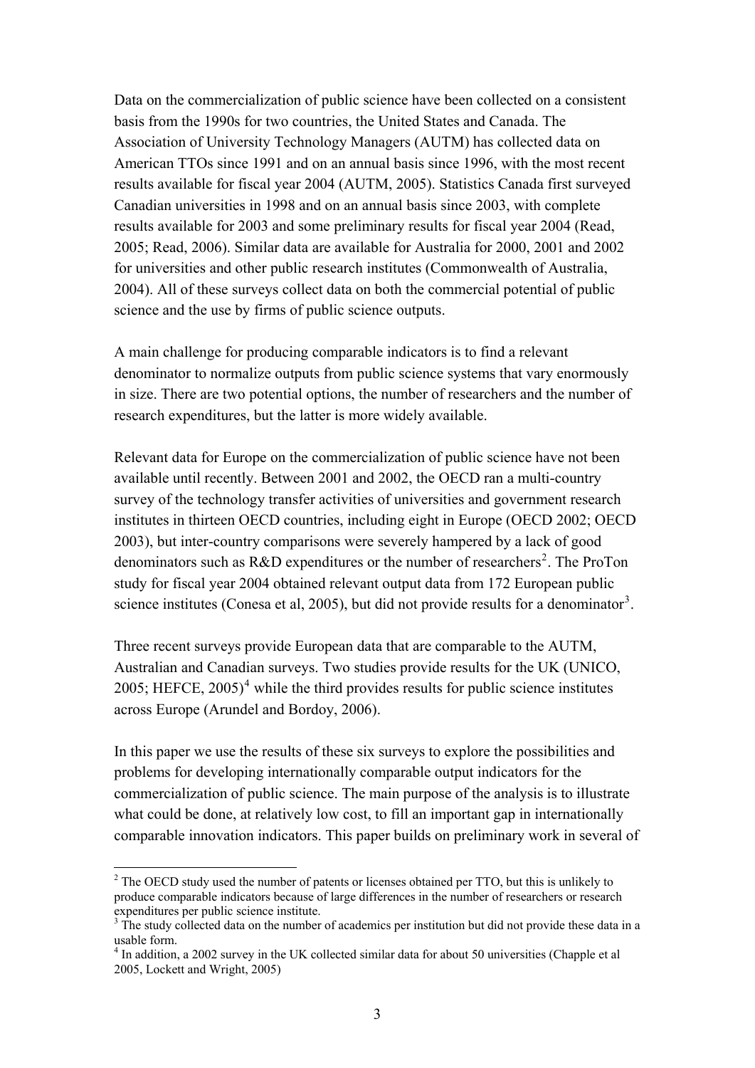Data on the commercialization of public science have been collected on a consistent basis from the 1990s for two countries, the United States and Canada. The Association of University Technology Managers (AUTM) has collected data on American TTOs since 1991 and on an annual basis since 1996, with the most recent results available for fiscal year 2004 (AUTM, 2005). Statistics Canada first surveyed Canadian universities in 1998 and on an annual basis since 2003, with complete results available for 2003 and some preliminary results for fiscal year 2004 (Read, 2005; Read, 2006). Similar data are available for Australia for 2000, 2001 and 2002 for universities and other public research institutes (Commonwealth of Australia, 2004). All of these surveys collect data on both the commercial potential of public science and the use by firms of public science outputs.

A main challenge for producing comparable indicators is to find a relevant denominator to normalize outputs from public science systems that vary enormously in size. There are two potential options, the number of researchers and the number of research expenditures, but the latter is more widely available.

Relevant data for Europe on the commercialization of public science have not been available until recently. Between 2001 and 2002, the OECD ran a multi-country survey of the technology transfer activities of universities and government research institutes in thirteen OECD countries, including eight in Europe (OECD 2002; OECD 2003), but inter-country comparisons were severely hampered by a lack of good denominators such as R&D expenditures or the number of researchers[2]. The ProTon study for fiscal year 2004 obtained relevant output data from 172 European public science institutes (Conesa et al, 2005), but did not provide results for a denominator[3].

Three recent surveys provide European data that are comparable to the AUTM, Australian and Canadian surveys. Two studies provide results for the UK (UNICO, 2005; HEFCE, 2005)[4] while the third provides results for public science institutes across Europe (Arundel and Bordoy, 2006).

In this paper we use the results of these six surveys to explore the possibilities and problems for developing internationally comparable output indicators for the commercialization of public science. The main purpose of the analysis is to illustrate what could be done, at relatively low cost, to fill an important gap in internationally comparable innovation indicators. This paper builds on preliminary work in several of

---

[2] The OECD study used the number of patents or licenses obtained per TTO, but this is unlikely to produce comparable indicators because of large differences in the number of researchers or research expenditures per public science institute.

[3] The study collected data on the number of academics per institution but did not provide these data in a usable form.

[4] In addition, a 2002 survey in the UK collected similar data for about 50 universities (Chapple et al 2005, Lockett and Wright, 2005)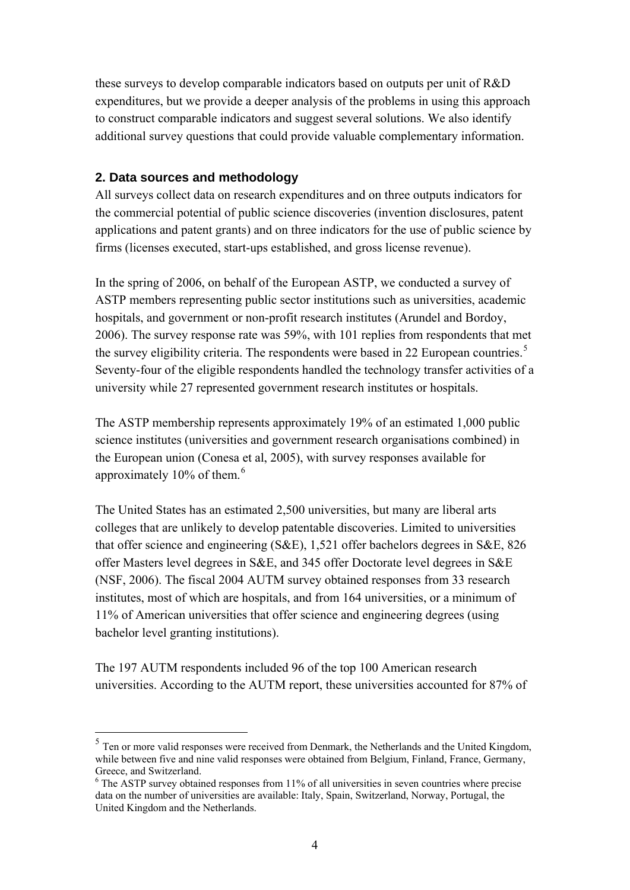these surveys to develop comparable indicators based on outputs per unit of R&D expenditures, but we provide a deeper analysis of the problems in using this approach to construct comparable indicators and suggest several solutions. We also identify additional survey questions that could provide valuable complementary information.

## 2. Data sources and methodology

All surveys collect data on research expenditures and on three outputs indicators for the commercial potential of public science discoveries (invention disclosures, patent applications and patent grants) and on three indicators for the use of public science by firms (licenses executed, start-ups established, and gross license revenue).

In the spring of 2006, on behalf of the European ASTP, we conducted a survey of ASTP members representing public sector institutions such as universities, academic hospitals, and government or non-profit research institutes (Arundel and Bordoy, 2006). The survey response rate was 59%, with 101 replies from respondents that met the survey eligibility criteria. The respondents were based in 22 European countries.[5] Seventy-four of the eligible respondents handled the technology transfer activities of a university while 27 represented government research institutes or hospitals.

The ASTP membership represents approximately 19% of an estimated 1,000 public science institutes (universities and government research organisations combined) in the European union (Conesa et al, 2005), with survey responses available for approximately 10% of them.[6]

The United States has an estimated 2,500 universities, but many are liberal arts colleges that are unlikely to develop patentable discoveries. Limited to universities that offer science and engineering (S&E), 1,521 offer bachelors degrees in S&E, 826 offer Masters level degrees in S&E, and 345 offer Doctorate level degrees in S&E (NSF, 2006). The fiscal 2004 AUTM survey obtained responses from 33 research institutes, most of which are hospitals, and from 164 universities, or a minimum of 11% of American universities that offer science and engineering degrees (using bachelor level granting institutions).

The 197 AUTM respondents included 96 of the top 100 American research universities. According to the AUTM report, these universities accounted for 87% of

[5] Ten or more valid responses were received from Denmark, the Netherlands and the United Kingdom, while between five and nine valid responses were obtained from Belgium, Finland, France, Germany, Greece, and Switzerland.

[6] The ASTP survey obtained responses from 11% of all universities in seven countries where precise data on the number of universities are available: Italy, Spain, Switzerland, Norway, Portugal, the United Kingdom and the Netherlands.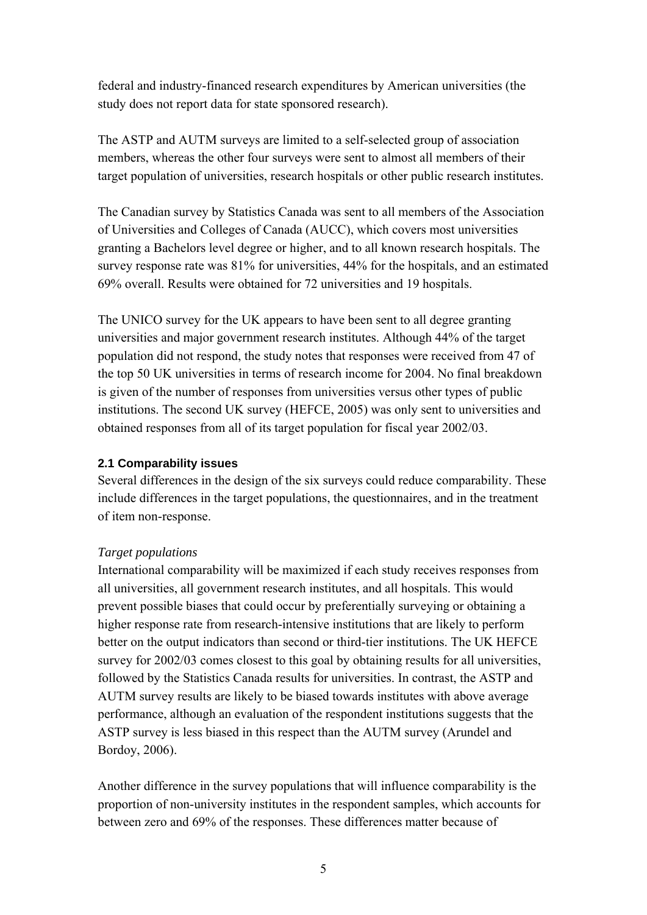federal and industry-financed research expenditures by American universities (the study does not report data for state sponsored research).

The ASTP and AUTM surveys are limited to a self-selected group of association members, whereas the other four surveys were sent to almost all members of their target population of universities, research hospitals or other public research institutes.

The Canadian survey by Statistics Canada was sent to all members of the Association of Universities and Colleges of Canada (AUCC), which covers most universities granting a Bachelors level degree or higher, and to all known research hospitals. The survey response rate was 81% for universities, 44% for the hospitals, and an estimated 69% overall. Results were obtained for 72 universities and 19 hospitals.

The UNICO survey for the UK appears to have been sent to all degree granting universities and major government research institutes. Although 44% of the target population did not respond, the study notes that responses were received from 47 of the top 50 UK universities in terms of research income for 2004. No final breakdown is given of the number of responses from universities versus other types of public institutions. The second UK survey (HEFCE, 2005) was only sent to universities and obtained responses from all of its target population for fiscal year 2002/03.

### 2.1 Comparability issues

Several differences in the design of the six surveys could reduce comparability. These include differences in the target populations, the questionnaires, and in the treatment of item non-response.

*Target populations*

International comparability will be maximized if each study receives responses from all universities, all government research institutes, and all hospitals. This would prevent possible biases that could occur by preferentially surveying or obtaining a higher response rate from research-intensive institutions that are likely to perform better on the output indicators than second or third-tier institutions. The UK HEFCE survey for 2002/03 comes closest to this goal by obtaining results for all universities, followed by the Statistics Canada results for universities. In contrast, the ASTP and AUTM survey results are likely to be biased towards institutes with above average performance, although an evaluation of the respondent institutions suggests that the ASTP survey is less biased in this respect than the AUTM survey (Arundel and Bordoy, 2006).

Another difference in the survey populations that will influence comparability is the proportion of non-university institutes in the respondent samples, which accounts for between zero and 69% of the responses. These differences matter because of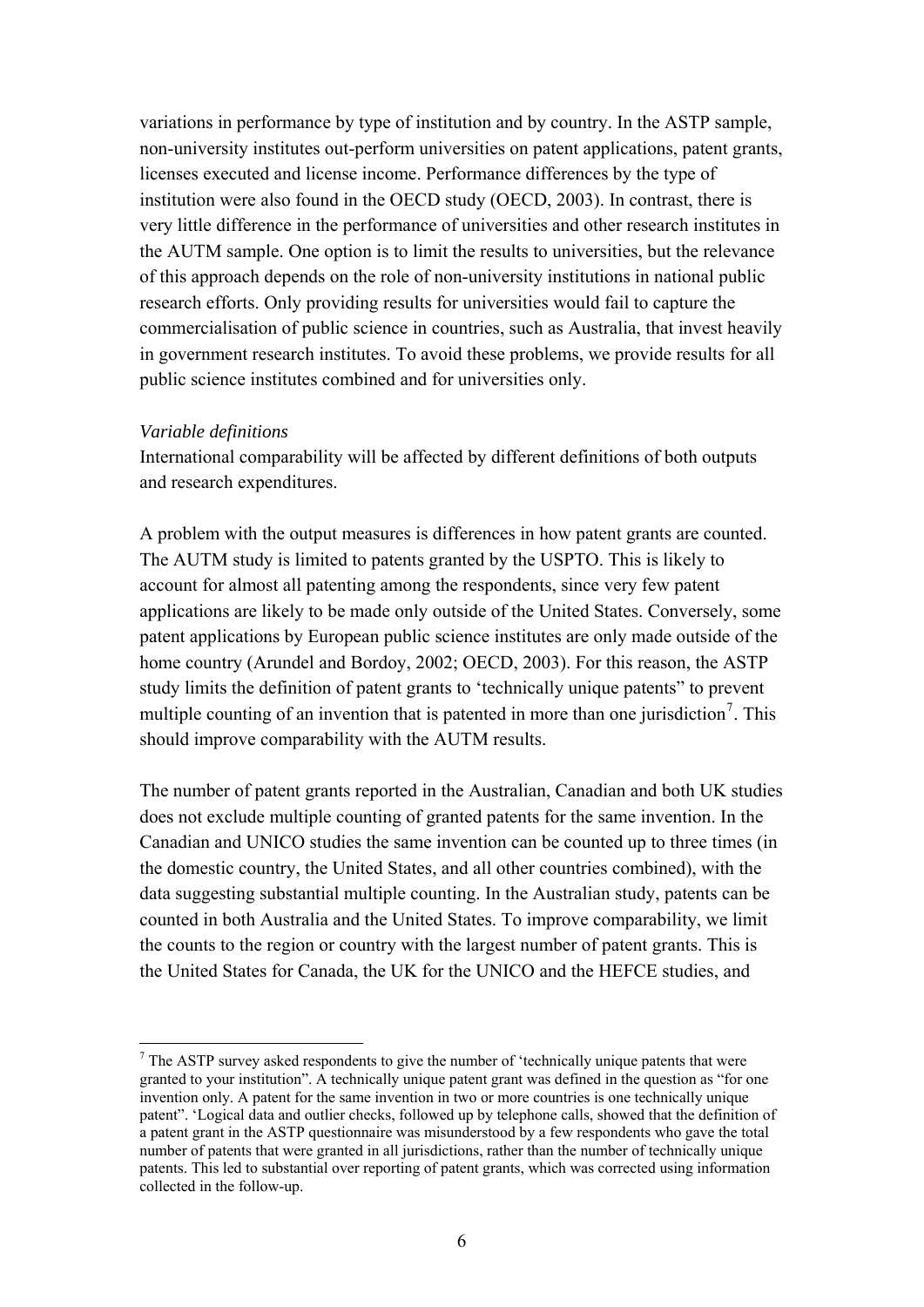variations in performance by type of institution and by country. In the ASTP sample, non-university institutes out-perform universities on patent applications, patent grants, licenses executed and license income. Performance differences by the type of institution were also found in the OECD study (OECD, 2003). In contrast, there is very little difference in the performance of universities and other research institutes in the AUTM sample. One option is to limit the results to universities, but the relevance of this approach depends on the role of non-university institutions in national public research efforts. Only providing results for universities would fail to capture the commercialisation of public science in countries, such as Australia, that invest heavily in government research institutes. To avoid these problems, we provide results for all public science institutes combined and for universities only.

*Variable definitions*

International comparability will be affected by different definitions of both outputs and research expenditures.

A problem with the output measures is differences in how patent grants are counted. The AUTM study is limited to patents granted by the USPTO. This is likely to account for almost all patenting among the respondents, since very few patent applications are likely to be made only outside of the United States. Conversely, some patent applications by European public science institutes are only made outside of the home country (Arundel and Bordoy, 2002; OECD, 2003). For this reason, the ASTP study limits the definition of patent grants to 'technically unique patents" to prevent multiple counting of an invention that is patented in more than one jurisdiction[7]. This should improve comparability with the AUTM results.

The number of patent grants reported in the Australian, Canadian and both UK studies does not exclude multiple counting of granted patents for the same invention. In the Canadian and UNICO studies the same invention can be counted up to three times (in the domestic country, the United States, and all other countries combined), with the data suggesting substantial multiple counting. In the Australian study, patents can be counted in both Australia and the United States. To improve comparability, we limit the counts to the region or country with the largest number of patent grants. This is the United States for Canada, the UK for the UNICO and the HEFCE studies, and

[7] The ASTP survey asked respondents to give the number of 'technically unique patents that were granted to your institution". A technically unique patent grant was defined in the question as "for one invention only. A patent for the same invention in two or more countries is one technically unique patent". 'Logical data and outlier checks, followed up by telephone calls, showed that the definition of a patent grant in the ASTP questionnaire was misunderstood by a few respondents who gave the total number of patents that were granted in all jurisdictions, rather than the number of technically unique patents. This led to substantial over reporting of patent grants, which was corrected using information collected in the follow-up.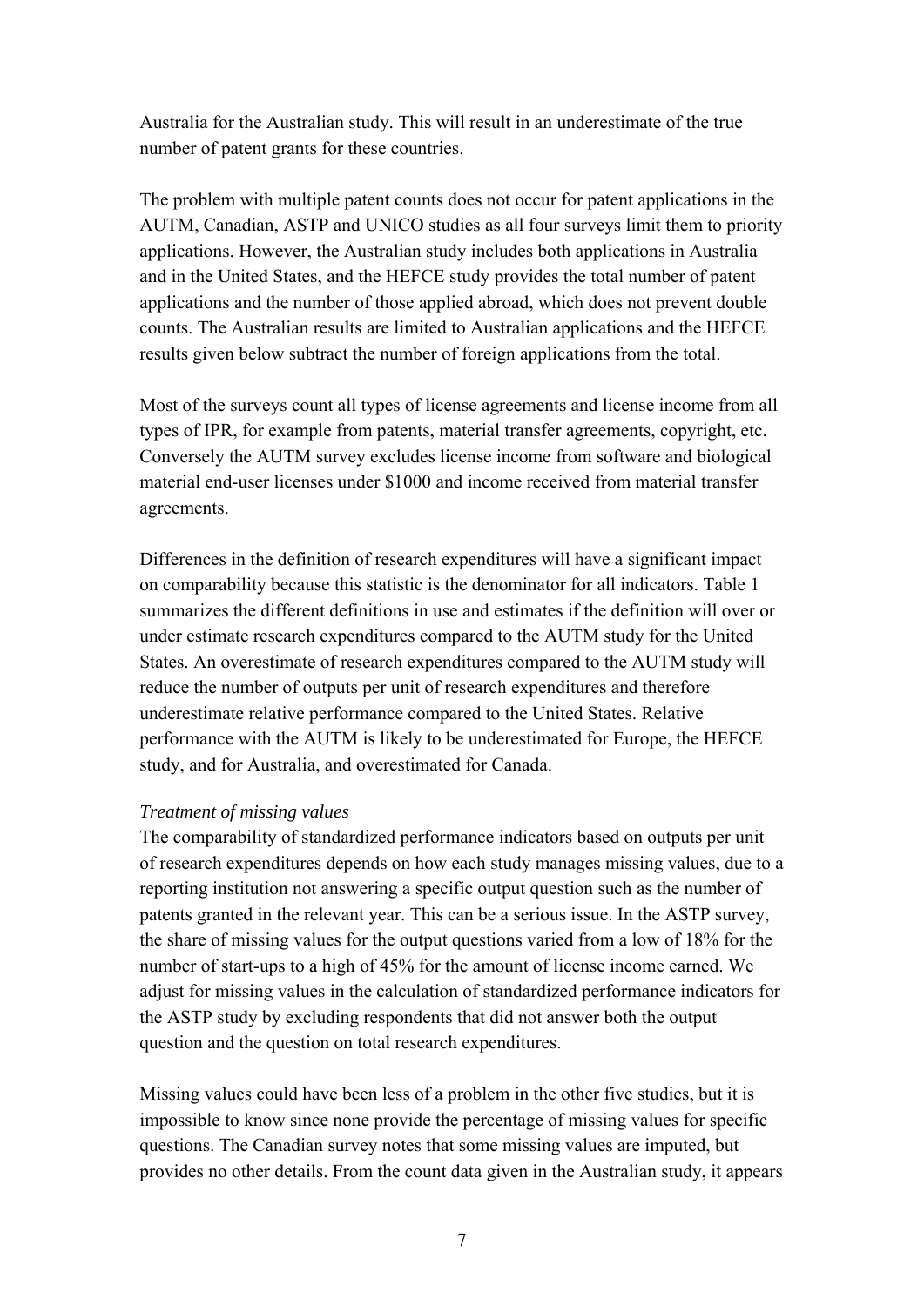Australia for the Australian study. This will result in an underestimate of the true number of patent grants for these countries.

The problem with multiple patent counts does not occur for patent applications in the AUTM, Canadian, ASTP and UNICO studies as all four surveys limit them to priority applications. However, the Australian study includes both applications in Australia and in the United States, and the HEFCE study provides the total number of patent applications and the number of those applied abroad, which does not prevent double counts. The Australian results are limited to Australian applications and the HEFCE results given below subtract the number of foreign applications from the total.

Most of the surveys count all types of license agreements and license income from all types of IPR, for example from patents, material transfer agreements, copyright, etc. Conversely the AUTM survey excludes license income from software and biological material end-user licenses under $1000 and income received from material transfer agreements.

Differences in the definition of research expenditures will have a significant impact on comparability because this statistic is the denominator for all indicators. Table 1 summarizes the different definitions in use and estimates if the definition will over or under estimate research expenditures compared to the AUTM study for the United States. An overestimate of research expenditures compared to the AUTM study will reduce the number of outputs per unit of research expenditures and therefore underestimate relative performance compared to the United States. Relative performance with the AUTM is likely to be underestimated for Europe, the HEFCE study, and for Australia, and overestimated for Canada.

*Treatment of missing values*

The comparability of standardized performance indicators based on outputs per unit of research expenditures depends on how each study manages missing values, due to a reporting institution not answering a specific output question such as the number of patents granted in the relevant year. This can be a serious issue. In the ASTP survey, the share of missing values for the output questions varied from a low of 18% for the number of start-ups to a high of 45% for the amount of license income earned. We adjust for missing values in the calculation of standardized performance indicators for the ASTP study by excluding respondents that did not answer both the output question and the question on total research expenditures.

Missing values could have been less of a problem in the other five studies, but it is impossible to know since none provide the percentage of missing values for specific questions. The Canadian survey notes that some missing values are imputed, but provides no other details. From the count data given in the Australian study, it appears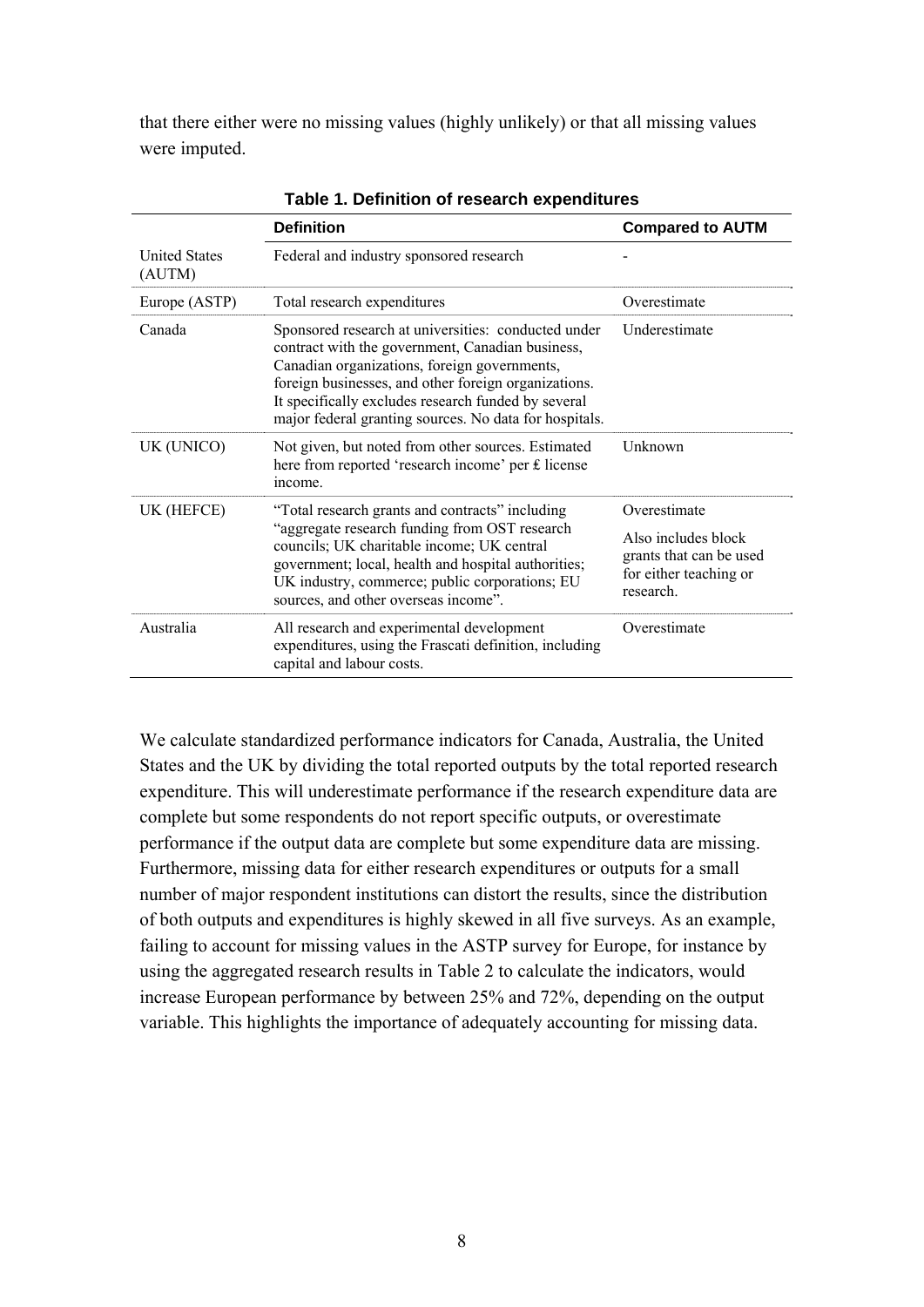that there either were no missing values (highly unlikely) or that all missing values were imputed.

**Table 1. Definition of research expenditures**

| | Definition | Compared to AUTM |
|---|---|---|
| United States (AUTM) | Federal and industry sponsored research | - |
| Europe (ASTP) | Total research expenditures | Overestimate |
| Canada | Sponsored research at universities: conducted under contract with the government, Canadian business, Canadian organizations, foreign governments, foreign businesses, and other foreign organizations. It specifically excludes research funded by several major federal granting sources. No data for hospitals. | Underestimate |
| UK (UNICO) | Not given, but noted from other sources. Estimated here from reported 'research income' per £ license income. | Unknown |
| UK (HEFCE) | "Total research grants and contracts" including "aggregate research funding from OST research councils; UK charitable income; UK central government; local, health and hospital authorities; UK industry, commerce; public corporations; EU sources, and other overseas income". | Overestimate<br>Also includes block grants that can be used for either teaching or research. |
| Australia | All research and experimental development expenditures, using the Frascati definition, including capital and labour costs. | Overestimate |

We calculate standardized performance indicators for Canada, Australia, the United States and the UK by dividing the total reported outputs by the total reported research expenditure. This will underestimate performance if the research expenditure data are complete but some respondents do not report specific outputs, or overestimate performance if the output data are complete but some expenditure data are missing. Furthermore, missing data for either research expenditures or outputs for a small number of major respondent institutions can distort the results, since the distribution of both outputs and expenditures is highly skewed in all five surveys. As an example, failing to account for missing values in the ASTP survey for Europe, for instance by using the aggregated research results in Table 2 to calculate the indicators, would increase European performance by between 25% and 72%, depending on the output variable. This highlights the importance of adequately accounting for missing data.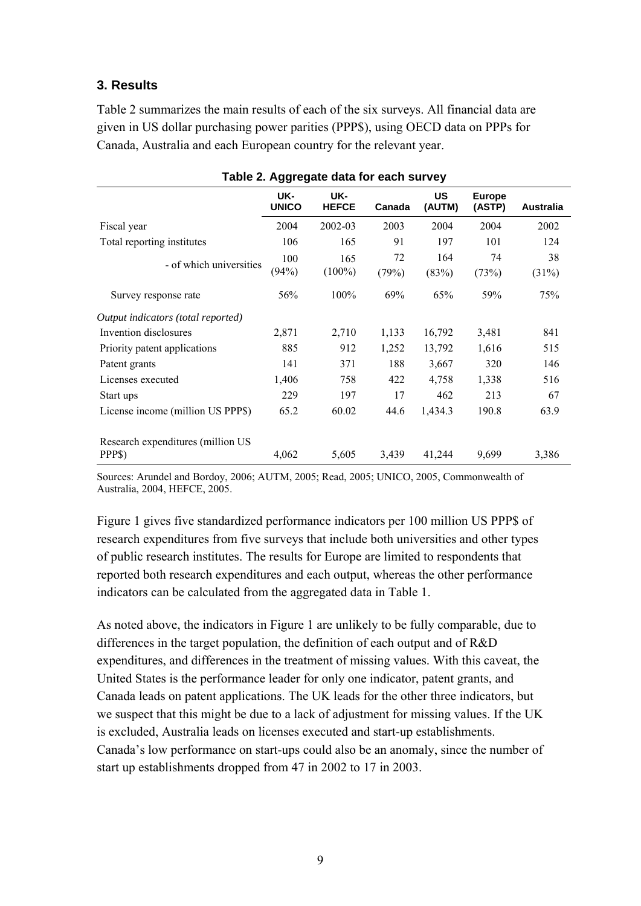## 3. Results

Table 2 summarizes the main results of each of the six surveys. All financial data are given in US dollar purchasing power parities (PPP$), using OECD data on PPPs for Canada, Australia and each European country for the relevant year.

**Table 2. Aggregate data for each survey**

| | UK-UNICO | UK-HEFCE | Canada | US (AUTM) | Europe (ASTP) | Australia |
|---|---|---|---|---|---|---|
| Fiscal year | 2004 | 2002-03 | 2003 | 2004 | 2004 | 2002 |
| Total reporting institutes | 106 | 165 | 91 | 197 | 101 | 124 |
| - of which universities | 100 (94%) | 165 (100%) | 72 (79%) | 164 (83%) | 74 (73%) | 38 (31%) |
| Survey response rate | 56% | 100% | 69% | 65% | 59% | 75% |
| *Output indicators (total reported)* | | | | | | |
| Invention disclosures | 2,871 | 2,710 | 1,133 | 16,792 | 3,481 | 841 |
| Priority patent applications | 885 | 912 | 1,252 | 13,792 | 1,616 | 515 |
| Patent grants | 141 | 371 | 188 | 3,667 | 320 | 146 |
| Licenses executed | 1,406 | 758 | 422 | 4,758 | 1,338 | 516 |
| Start ups | 229 | 197 | 17 | 462 | 213 | 67 |
| License income (million US PPP$) | 65.2 | 60.02 | 44.6 | 1,434.3 | 190.8 | 63.9 |
| Research expenditures (million US PPP$) | 4,062 | 5,605 | 3,439 | 41,244 | 9,699 | 3,386 |

Sources: Arundel and Bordoy, 2006; AUTM, 2005; Read, 2005; UNICO, 2005, Commonwealth of Australia, 2004, HEFCE, 2005.

Figure 1 gives five standardized performance indicators per 100 million US PPP$ of research expenditures from five surveys that include both universities and other types of public research institutes. The results for Europe are limited to respondents that reported both research expenditures and each output, whereas the other performance indicators can be calculated from the aggregated data in Table 1.

As noted above, the indicators in Figure 1 are unlikely to be fully comparable, due to differences in the target population, the definition of each output and of R&D expenditures, and differences in the treatment of missing values. With this caveat, the United States is the performance leader for only one indicator, patent grants, and Canada leads on patent applications. The UK leads for the other three indicators, but we suspect that this might be due to a lack of adjustment for missing values. If the UK is excluded, Australia leads on licenses executed and start-up establishments. Canada's low performance on start-ups could also be an anomaly, since the number of start up establishments dropped from 47 in 2002 to 17 in 2003.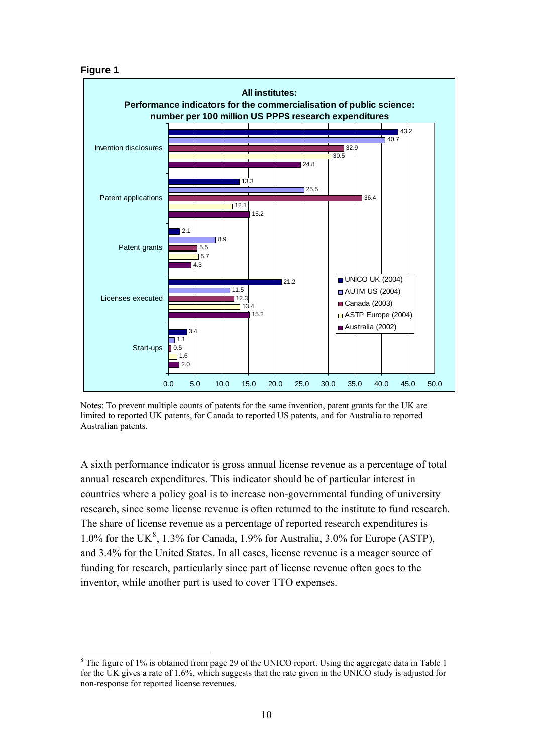**Figure 1**

**All institutes: Performance indicators for the commercialisation of public science: number per 100 million US PPP$ research expenditures**

| | UNICO UK (2004) | AUTM US (2004) | Canada (2003) | ASTP Europe (2004) | Australia (2002) |
|---|---|---|---|---|---|
| Invention disclosures | 43.2 | 40.7 | 32.9 | 30.5 | 24.8 |
| Patent applications | 13.3 | 25.5 | 36.4 | 12.1 | 15.2 |
| Patent grants | 2.1 | 8.9 | 5.5 | 5.7 | 4.3 |
| Licenses executed | 21.2 | 11.5 | 12.3 | 13.4 | 15.2 |
| Start-ups | 3.4 | 1.1 | 0.5 | 1.6 | 2.0 |

Notes: To prevent multiple counts of patents for the same invention, patent grants for the UK are limited to reported UK patents, for Canada to reported US patents, and for Australia to reported Australian patents.

A sixth performance indicator is gross annual license revenue as a percentage of total annual research expenditures. This indicator should be of particular interest in countries where a policy goal is to increase non-governmental funding of university research, since some license revenue is often returned to the institute to fund research. The share of license revenue as a percentage of reported research expenditures is 1.0% for the UK[8], 1.3% for Canada, 1.9% for Australia, 3.0% for Europe (ASTP), and 3.4% for the United States. In all cases, license revenue is a meager source of funding for research, particularly since part of license revenue often goes to the inventor, while another part is used to cover TTO expenses.

[8] The figure of 1% is obtained from page 29 of the UNICO report. Using the aggregate data in Table 1 for the UK gives a rate of 1.6%, which suggests that the rate given in the UNICO study is adjusted for non-response for reported license revenues.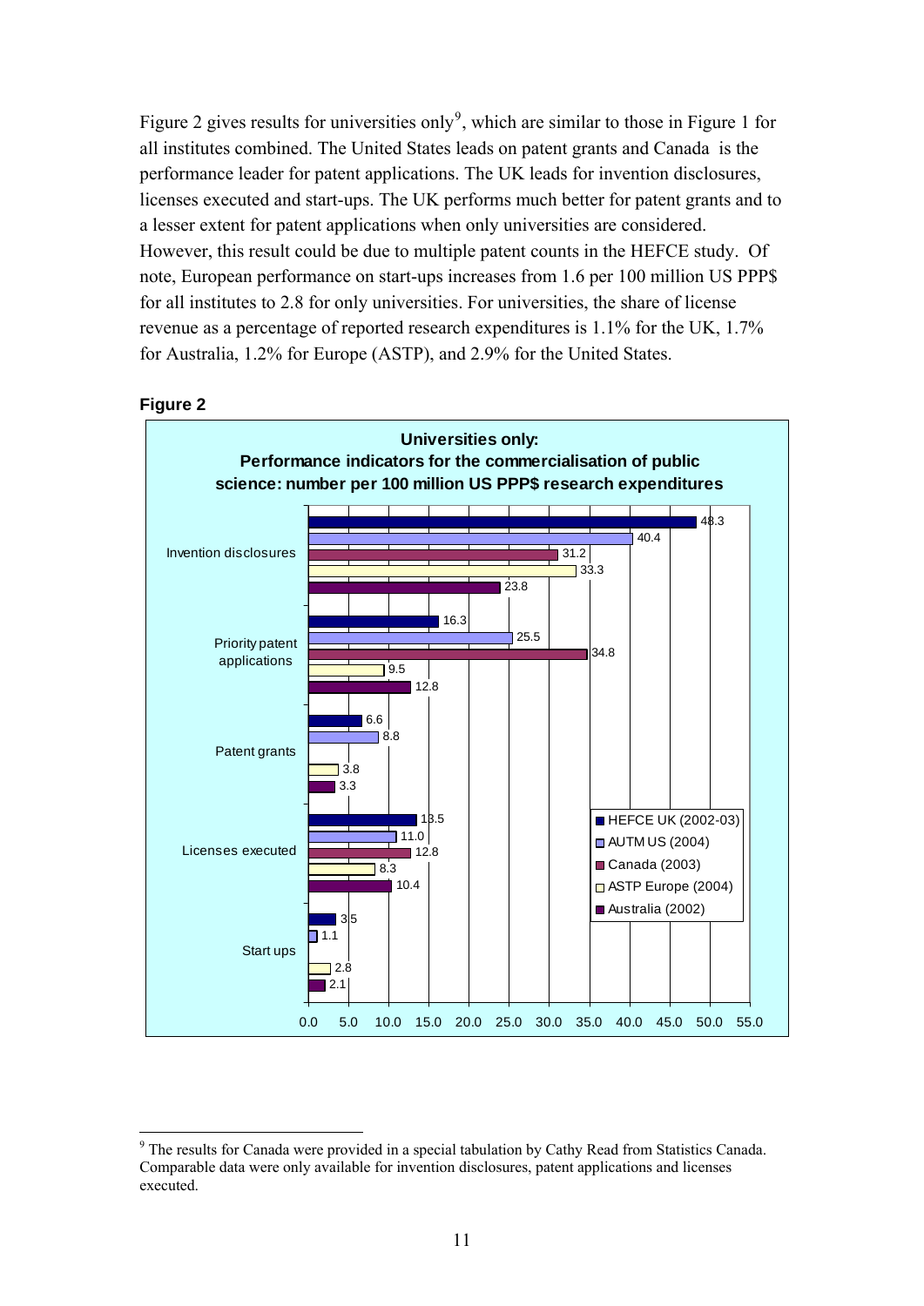Figure 2 gives results for universities only[9], which are similar to those in Figure 1 for all institutes combined. The United States leads on patent grants and Canada is the performance leader for patent applications. The UK leads for invention disclosures, licenses executed and start-ups. The UK performs much better for patent grants and to a lesser extent for patent applications when only universities are considered. However, this result could be due to multiple patent counts in the HEFCE study. Of note, European performance on start-ups increases from 1.6 per 100 million US PPP$ for all institutes to 2.8 for only universities. For universities, the share of license revenue as a percentage of reported research expenditures is 1.1% for the UK, 1.7% for Australia, 1.2% for Europe (ASTP), and 2.9% for the United States.

**Figure 2**

**Universities only: Performance indicators for the commercialisation of public science: number per 100 million US PPP$ research expenditures**

| Indicator | HEFCE UK (2002-03) | AUTM US (2004) | Canada (2003) | ASTP Europe (2004) | Australia (2002) |
|---|---|---|---|---|---|
| Invention disclosures | 48.3 | 40.4 | 31.2 | 33.3 | 23.8 |
| Priority patent applications | 16.3 | 25.5 | 34.8 | 9.5 | 12.8 |
| Patent grants | 6.6 | 8.8 | | 3.8 | 3.3 |
| Licenses executed | 13.5 | 11.0 | 12.8 | 8.3 | 10.4 |
| Start ups | 3.5 | 1.1 | | 2.8 | 2.1 |

[9] The results for Canada were provided in a special tabulation by Cathy Read from Statistics Canada. Comparable data were only available for invention disclosures, patent applications and licenses executed.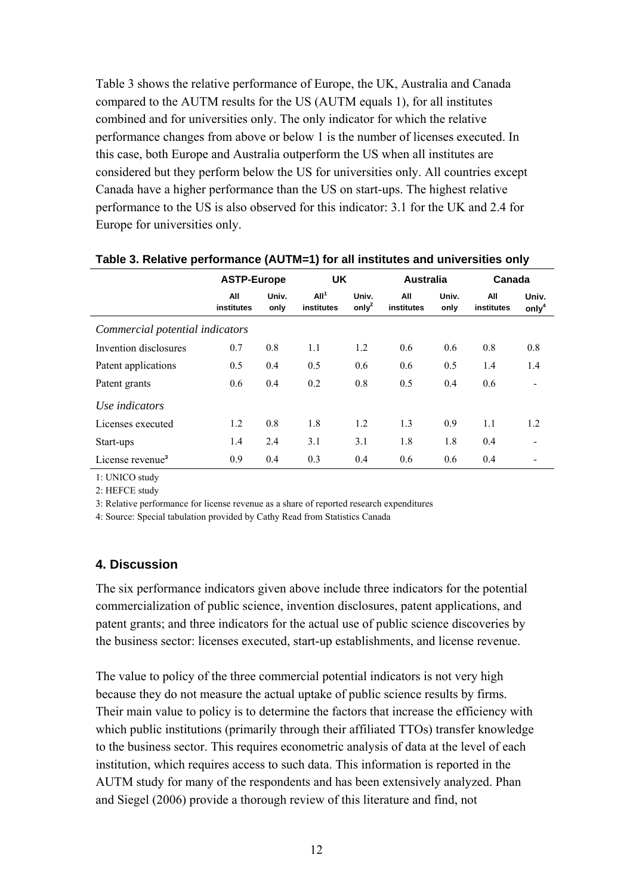Table 3 shows the relative performance of Europe, the UK, Australia and Canada compared to the AUTM results for the US (AUTM equals 1), for all institutes combined and for universities only. The only indicator for which the relative performance changes from above or below 1 is the number of licenses executed. In this case, both Europe and Australia outperform the US when all institutes are considered but they perform below the US for universities only. All countries except Canada have a higher performance than the US on start-ups. The highest relative performance to the US is also observed for this indicator: 3.1 for the UK and 2.4 for Europe for universities only.

**Table 3. Relative performance (AUTM=1) for all institutes and universities only**

| | ASTP-Europe | | UK | | Australia | | Canada | |
|---|---|---|---|---|---|---|---|---|
| | All institutes | Univ. only | All[1] institutes | Univ. only[2] | All institutes | Univ. only | All institutes | Univ. only[4] |
| *Commercial potential indicators* | | | | | | | | |
| Invention disclosures | 0.7 | 0.8 | 1.1 | 1.2 | 0.6 | 0.6 | 0.8 | 0.8 |
| Patent applications | 0.5 | 0.4 | 0.5 | 0.6 | 0.6 | 0.5 | 1.4 | 1.4 |
| Patent grants | 0.6 | 0.4 | 0.2 | 0.8 | 0.5 | 0.4 | 0.6 | - |
| *Use indicators* | | | | | | | | |
| Licenses executed | 1.2 | 0.8 | 1.8 | 1.2 | 1.3 | 0.9 | 1.1 | 1.2 |
| Start-ups | 1.4 | 2.4 | 3.1 | 3.1 | 1.8 | 1.8 | 0.4 | - |
| License revenue[3] | 0.9 | 0.4 | 0.3 | 0.4 | 0.6 | 0.6 | 0.4 | - |

1: UNICO study

2: HEFCE study

3: Relative performance for license revenue as a share of reported research expenditures

4: Source: Special tabulation provided by Cathy Read from Statistics Canada

## 4. Discussion

The six performance indicators given above include three indicators for the potential commercialization of public science, invention disclosures, patent applications, and patent grants; and three indicators for the actual use of public science discoveries by the business sector: licenses executed, start-up establishments, and license revenue.

The value to policy of the three commercial potential indicators is not very high because they do not measure the actual uptake of public science results by firms. Their main value to policy is to determine the factors that increase the efficiency with which public institutions (primarily through their affiliated TTOs) transfer knowledge to the business sector. This requires econometric analysis of data at the level of each institution, which requires access to such data. This information is reported in the AUTM study for many of the respondents and has been extensively analyzed. Phan and Siegel (2006) provide a thorough review of this literature and find, not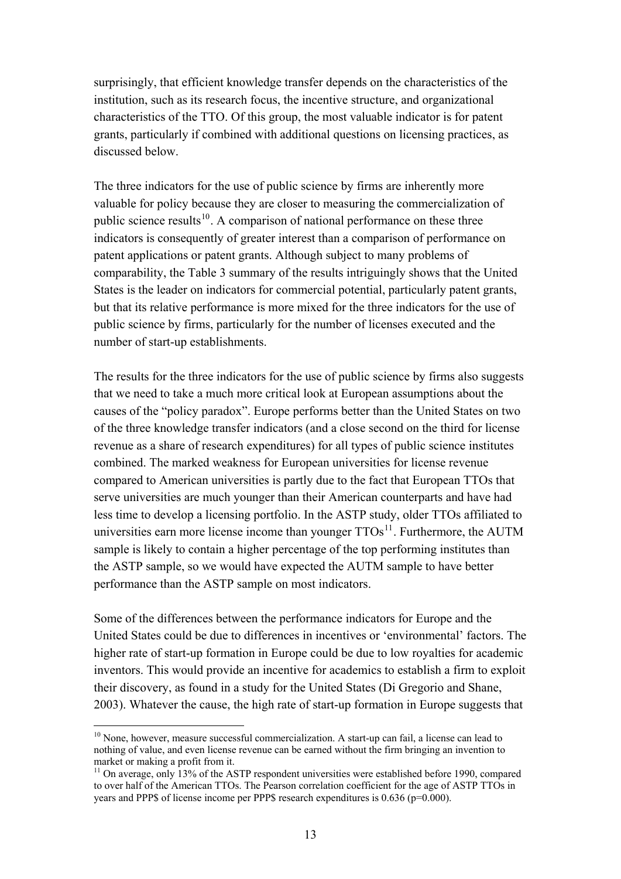surprisingly, that efficient knowledge transfer depends on the characteristics of the institution, such as its research focus, the incentive structure, and organizational characteristics of the TTO. Of this group, the most valuable indicator is for patent grants, particularly if combined with additional questions on licensing practices, as discussed below.

The three indicators for the use of public science by firms are inherently more valuable for policy because they are closer to measuring the commercialization of public science results[10]. A comparison of national performance on these three indicators is consequently of greater interest than a comparison of performance on patent applications or patent grants. Although subject to many problems of comparability, the Table 3 summary of the results intriguingly shows that the United States is the leader on indicators for commercial potential, particularly patent grants, but that its relative performance is more mixed for the three indicators for the use of public science by firms, particularly for the number of licenses executed and the number of start-up establishments.

The results for the three indicators for the use of public science by firms also suggests that we need to take a much more critical look at European assumptions about the causes of the "policy paradox". Europe performs better than the United States on two of the three knowledge transfer indicators (and a close second on the third for license revenue as a share of research expenditures) for all types of public science institutes combined. The marked weakness for European universities for license revenue compared to American universities is partly due to the fact that European TTOs that serve universities are much younger than their American counterparts and have had less time to develop a licensing portfolio. In the ASTP study, older TTOs affiliated to universities earn more license income than younger TTOs[11]. Furthermore, the AUTM sample is likely to contain a higher percentage of the top performing institutes than the ASTP sample, so we would have expected the AUTM sample to have better performance than the ASTP sample on most indicators.

Some of the differences between the performance indicators for Europe and the United States could be due to differences in incentives or 'environmental' factors. The higher rate of start-up formation in Europe could be due to low royalties for academic inventors. This would provide an incentive for academics to establish a firm to exploit their discovery, as found in a study for the United States (Di Gregorio and Shane, 2003). Whatever the cause, the high rate of start-up formation in Europe suggests that

---

[10] None, however, measure successful commercialization. A start-up can fail, a license can lead to nothing of value, and even license revenue can be earned without the firm bringing an invention to market or making a profit from it.

[11] On average, only 13% of the ASTP respondent universities were established before 1990, compared to over half of the American TTOs. The Pearson correlation coefficient for the age of ASTP TTOs in years and PPP$ of license income per PPP$ research expenditures is 0.636 ($p=0.000$).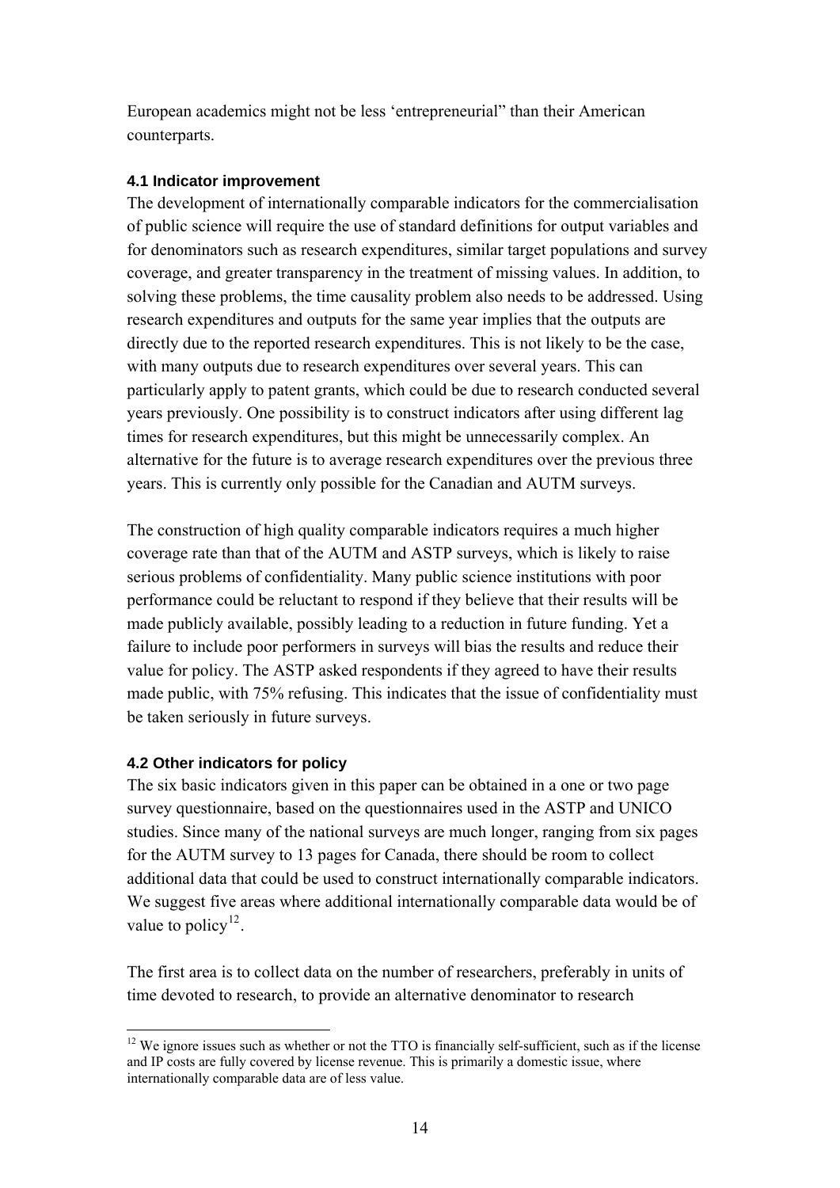European academics might not be less 'entrepreneurial" than their American counterparts.

### 4.1 Indicator improvement

The development of internationally comparable indicators for the commercialisation of public science will require the use of standard definitions for output variables and for denominators such as research expenditures, similar target populations and survey coverage, and greater transparency in the treatment of missing values. In addition, to solving these problems, the time causality problem also needs to be addressed. Using research expenditures and outputs for the same year implies that the outputs are directly due to the reported research expenditures. This is not likely to be the case, with many outputs due to research expenditures over several years. This can particularly apply to patent grants, which could be due to research conducted several years previously. One possibility is to construct indicators after using different lag times for research expenditures, but this might be unnecessarily complex. An alternative for the future is to average research expenditures over the previous three years. This is currently only possible for the Canadian and AUTM surveys.

The construction of high quality comparable indicators requires a much higher coverage rate than that of the AUTM and ASTP surveys, which is likely to raise serious problems of confidentiality. Many public science institutions with poor performance could be reluctant to respond if they believe that their results will be made publicly available, possibly leading to a reduction in future funding. Yet a failure to include poor performers in surveys will bias the results and reduce their value for policy. The ASTP asked respondents if they agreed to have their results made public, with 75% refusing. This indicates that the issue of confidentiality must be taken seriously in future surveys.

### 4.2 Other indicators for policy

The six basic indicators given in this paper can be obtained in a one or two page survey questionnaire, based on the questionnaires used in the ASTP and UNICO studies. Since many of the national surveys are much longer, ranging from six pages for the AUTM survey to 13 pages for Canada, there should be room to collect additional data that could be used to construct internationally comparable indicators. We suggest five areas where additional internationally comparable data would be of value to policy[12].

The first area is to collect data on the number of researchers, preferably in units of time devoted to research, to provide an alternative denominator to research

[12] We ignore issues such as whether or not the TTO is financially self-sufficient, such as if the license and IP costs are fully covered by license revenue. This is primarily a domestic issue, where internationally comparable data are of less value.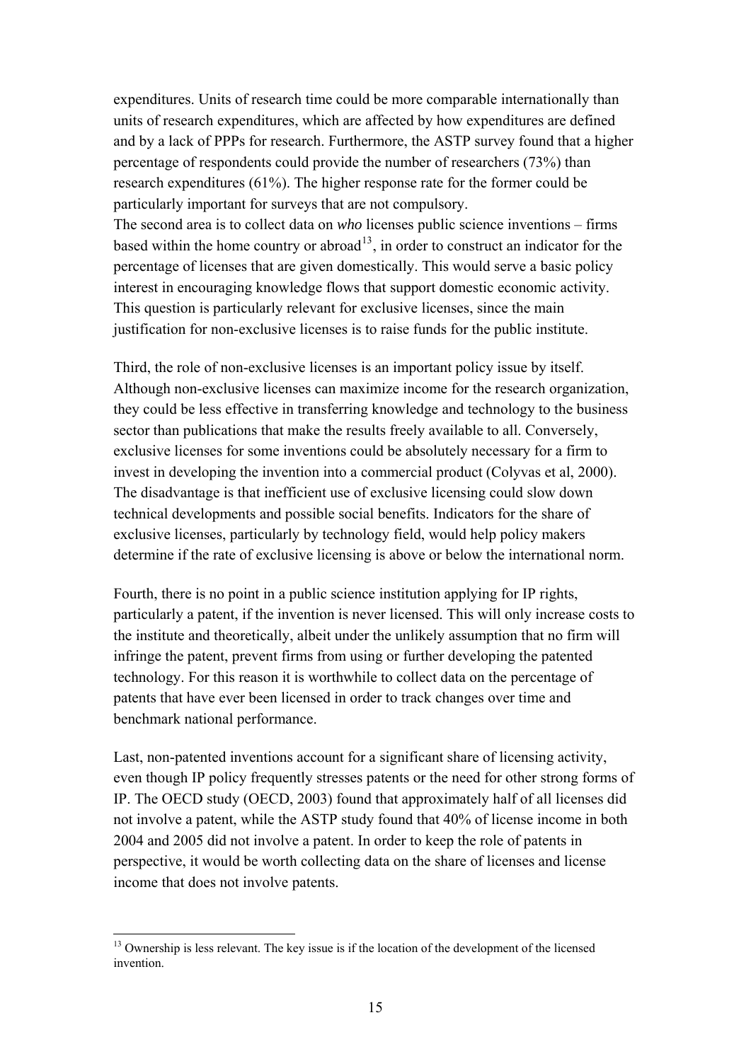expenditures. Units of research time could be more comparable internationally than units of research expenditures, which are affected by how expenditures are defined and by a lack of PPPs for research. Furthermore, the ASTP survey found that a higher percentage of respondents could provide the number of researchers (73%) than research expenditures (61%). The higher response rate for the former could be particularly important for surveys that are not compulsory.

The second area is to collect data on *who* licenses public science inventions – firms based within the home country or abroad[13], in order to construct an indicator for the percentage of licenses that are given domestically. This would serve a basic policy interest in encouraging knowledge flows that support domestic economic activity. This question is particularly relevant for exclusive licenses, since the main justification for non-exclusive licenses is to raise funds for the public institute.

Third, the role of non-exclusive licenses is an important policy issue by itself. Although non-exclusive licenses can maximize income for the research organization, they could be less effective in transferring knowledge and technology to the business sector than publications that make the results freely available to all. Conversely, exclusive licenses for some inventions could be absolutely necessary for a firm to invest in developing the invention into a commercial product (Colyvas et al, 2000). The disadvantage is that inefficient use of exclusive licensing could slow down technical developments and possible social benefits. Indicators for the share of exclusive licenses, particularly by technology field, would help policy makers determine if the rate of exclusive licensing is above or below the international norm.

Fourth, there is no point in a public science institution applying for IP rights, particularly a patent, if the invention is never licensed. This will only increase costs to the institute and theoretically, albeit under the unlikely assumption that no firm will infringe the patent, prevent firms from using or further developing the patented technology. For this reason it is worthwhile to collect data on the percentage of patents that have ever been licensed in order to track changes over time and benchmark national performance.

Last, non-patented inventions account for a significant share of licensing activity, even though IP policy frequently stresses patents or the need for other strong forms of IP. The OECD study (OECD, 2003) found that approximately half of all licenses did not involve a patent, while the ASTP study found that 40% of license income in both 2004 and 2005 did not involve a patent. In order to keep the role of patents in perspective, it would be worth collecting data on the share of licenses and license income that does not involve patents.

---

[13] Ownership is less relevant. The key issue is if the location of the development of the licensed invention.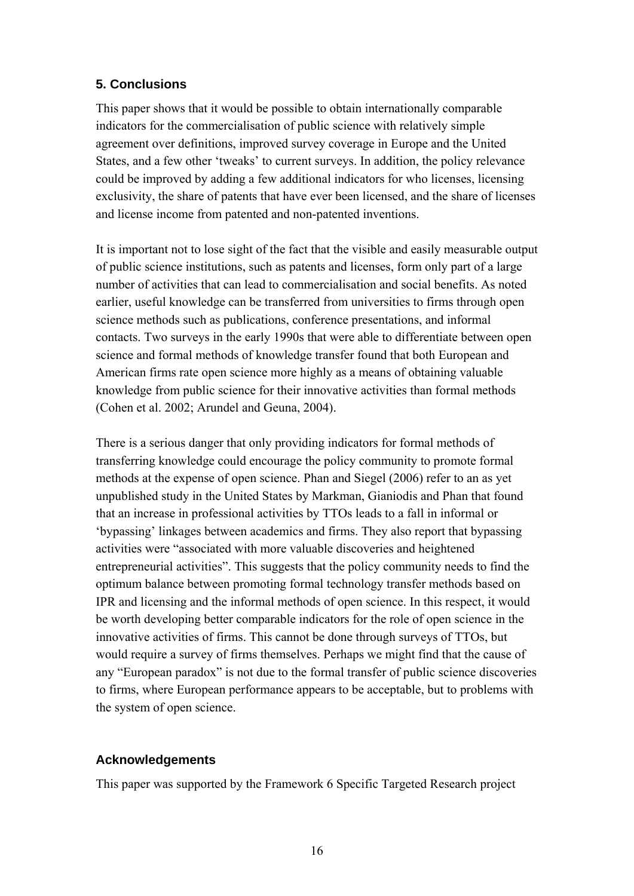## 5. Conclusions

This paper shows that it would be possible to obtain internationally comparable indicators for the commercialisation of public science with relatively simple agreement over definitions, improved survey coverage in Europe and the United States, and a few other 'tweaks' to current surveys. In addition, the policy relevance could be improved by adding a few additional indicators for who licenses, licensing exclusivity, the share of patents that have ever been licensed, and the share of licenses and license income from patented and non-patented inventions.

It is important not to lose sight of the fact that the visible and easily measurable output of public science institutions, such as patents and licenses, form only part of a large number of activities that can lead to commercialisation and social benefits. As noted earlier, useful knowledge can be transferred from universities to firms through open science methods such as publications, conference presentations, and informal contacts. Two surveys in the early 1990s that were able to differentiate between open science and formal methods of knowledge transfer found that both European and American firms rate open science more highly as a means of obtaining valuable knowledge from public science for their innovative activities than formal methods (Cohen et al. 2002; Arundel and Geuna, 2004).

There is a serious danger that only providing indicators for formal methods of transferring knowledge could encourage the policy community to promote formal methods at the expense of open science. Phan and Siegel (2006) refer to an as yet unpublished study in the United States by Markman, Gianiodis and Phan that found that an increase in professional activities by TTOs leads to a fall in informal or 'bypassing' linkages between academics and firms. They also report that bypassing activities were "associated with more valuable discoveries and heightened entrepreneurial activities". This suggests that the policy community needs to find the optimum balance between promoting formal technology transfer methods based on IPR and licensing and the informal methods of open science. In this respect, it would be worth developing better comparable indicators for the role of open science in the innovative activities of firms. This cannot be done through surveys of TTOs, but would require a survey of firms themselves. Perhaps we might find that the cause of any "European paradox" is not due to the formal transfer of public science discoveries to firms, where European performance appears to be acceptable, but to problems with the system of open science.

## Acknowledgements

This paper was supported by the Framework 6 Specific Targeted Research project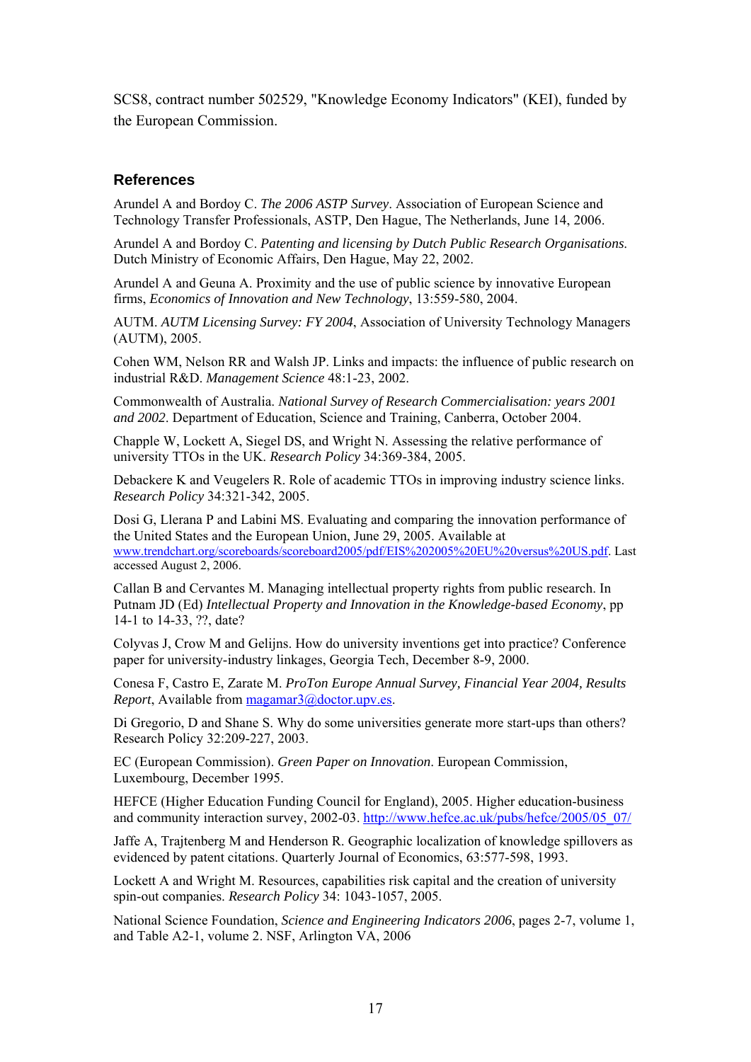SCS8, contract number 502529, "Knowledge Economy Indicators" (KEI), funded by the European Commission.

## References

Arundel A and Bordoy C. *The 2006 ASTP Survey*. Association of European Science and Technology Transfer Professionals, ASTP, Den Hague, The Netherlands, June 14, 2006.

Arundel A and Bordoy C. *Patenting and licensing by Dutch Public Research Organisations*. Dutch Ministry of Economic Affairs, Den Hague, May 22, 2002.

Arundel A and Geuna A. Proximity and the use of public science by innovative European firms, *Economics of Innovation and New Technology*, 13:559-580, 2004.

AUTM. *AUTM Licensing Survey: FY 2004*, Association of University Technology Managers (AUTM), 2005.

Cohen WM, Nelson RR and Walsh JP. Links and impacts: the influence of public research on industrial R&D. *Management Science* 48:1-23, 2002.

Commonwealth of Australia. *National Survey of Research Commercialisation: years 2001 and 2002*. Department of Education, Science and Training, Canberra, October 2004.

Chapple W, Lockett A, Siegel DS, and Wright N. Assessing the relative performance of university TTOs in the UK. *Research Policy* 34:369-384, 2005.

Debackere K and Veugelers R. Role of academic TTOs in improving industry science links. *Research Policy* 34:321-342, 2005.

Dosi G, Llerana P and Labini MS. Evaluating and comparing the innovation performance of the United States and the European Union, June 29, 2005. Available at www.trendchart.org/scoreboards/scoreboard2005/pdf/EIS%202005%20EU%20versus%20US.pdf. Last accessed August 2, 2006.

Callan B and Cervantes M. Managing intellectual property rights from public research. In Putnam JD (Ed) *Intellectual Property and Innovation in the Knowledge-based Economy*, pp 14-1 to 14-33, ??, date?

Colyvas J, Crow M and Gelijns. How do university inventions get into practice? Conference paper for university-industry linkages, Georgia Tech, December 8-9, 2000.

Conesa F, Castro E, Zarate M. *ProTon Europe Annual Survey, Financial Year 2004, Results Report*, Available from magamar3@doctor.upv.es.

Di Gregorio, D and Shane S. Why do some universities generate more start-ups than others? Research Policy 32:209-227, 2003.

EC (European Commission). *Green Paper on Innovation*. European Commission, Luxembourg, December 1995.

HEFCE (Higher Education Funding Council for England), 2005. Higher education-business and community interaction survey, 2002-03. http://www.hefce.ac.uk/pubs/hefce/2005/05_07/

Jaffe A, Trajtenberg M and Henderson R. Geographic localization of knowledge spillovers as evidenced by patent citations. Quarterly Journal of Economics, 63:577-598, 1993.

Lockett A and Wright M. Resources, capabilities risk capital and the creation of university spin-out companies. *Research Policy* 34: 1043-1057, 2005.

National Science Foundation, *Science and Engineering Indicators 2006*, pages 2-7, volume 1, and Table A2-1, volume 2. NSF, Arlington VA, 2006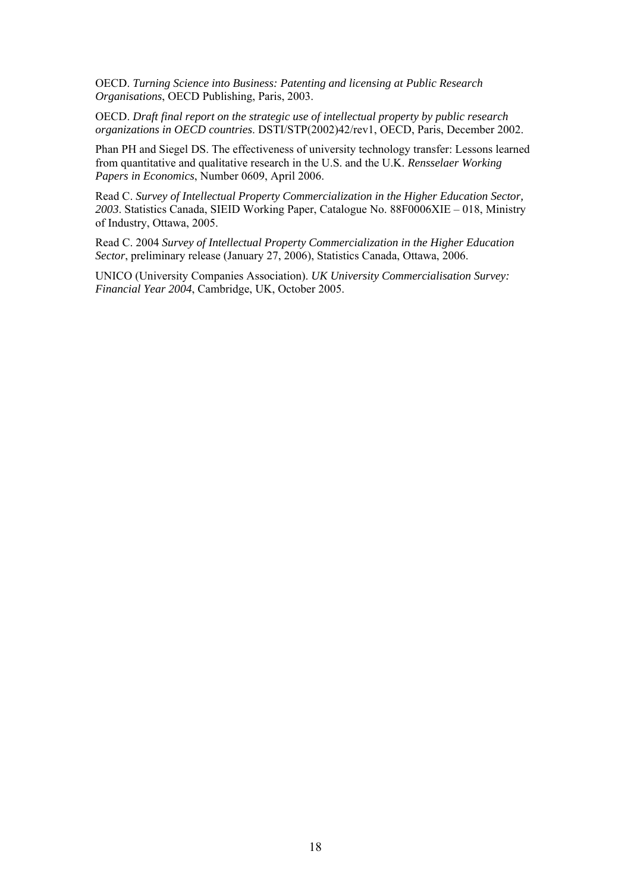OECD. *Turning Science into Business: Patenting and licensing at Public Research Organisations*, OECD Publishing, Paris, 2003.

OECD. *Draft final report on the strategic use of intellectual property by public research organizations in OECD countries*. DSTI/STP(2002)42/rev1, OECD, Paris, December 2002.

Phan PH and Siegel DS. The effectiveness of university technology transfer: Lessons learned from quantitative and qualitative research in the U.S. and the U.K. *Rensselaer Working Papers in Economics*, Number 0609, April 2006.

Read C. *Survey of Intellectual Property Commercialization in the Higher Education Sector, 2003*. Statistics Canada, SIEID Working Paper, Catalogue No. 88F0006XIE – 018, Ministry of Industry, Ottawa, 2005.

Read C. 2004 *Survey of Intellectual Property Commercialization in the Higher Education Sector*, preliminary release (January 27, 2006), Statistics Canada, Ottawa, 2006.

UNICO (University Companies Association). *UK University Commercialisation Survey: Financial Year 2004*, Cambridge, UK, October 2005.